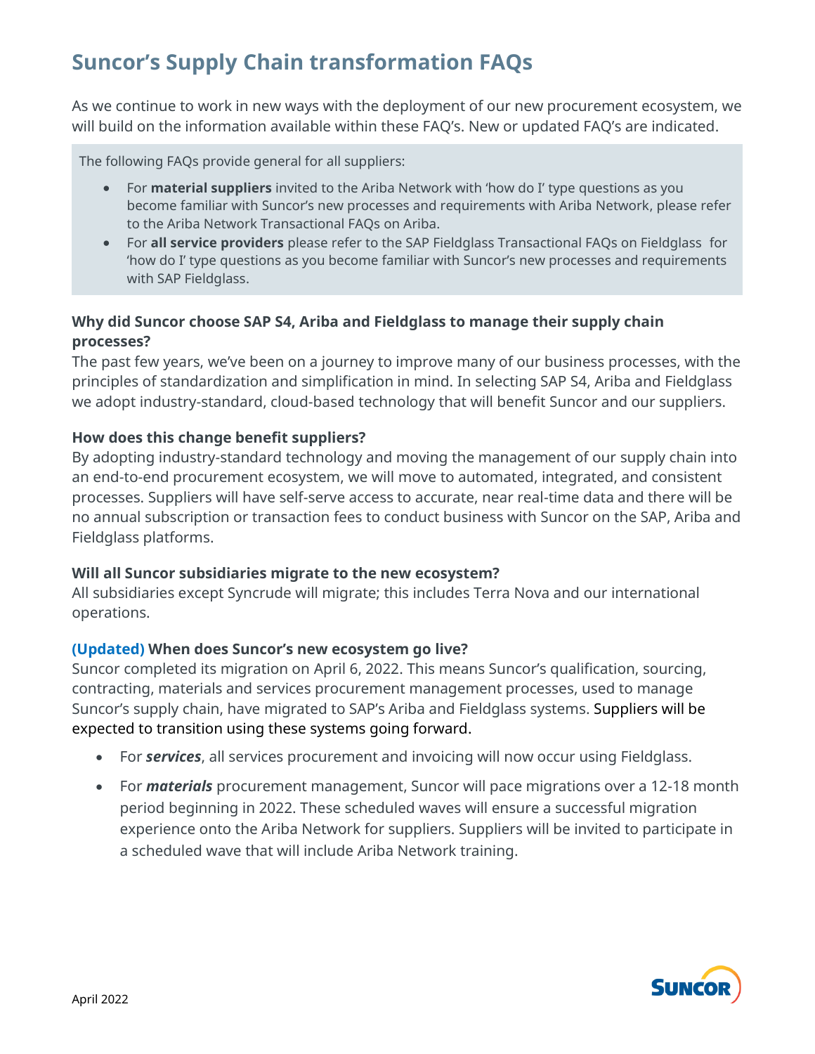# Suncor's Supply Chain transformation FAQs

As we continue to work in new ways with the deployment of our new procurement ecosystem, we will build on the information available within these FAQ's. New or updated FAQ's are indicated.

The following FAQs provide general for all suppliers:

- For **material suppliers** invited to the Ariba Network with 'how do I' type questions as you become familiar with Suncor's new processes and requirements with Ariba Network, please refer to the Ariba Network Transactional FAQs on Ariba.
- For **all service providers** please refer to the SAP Fieldglass Transactional FAQs on Fieldglass for 'how do I' type questions as you become familiar with Suncor's new processes and requirements with SAP Fieldglass.

### Why did Suncor choose SAP S4, Ariba and Fieldglass to manage their supply chain processes?

The past few years, we've been on a journey to improve many of our business processes, with the principles of standardization and simplification in mind. In selecting SAP S4, Ariba and Fieldglass we adopt industry-standard, cloud-based technology that will benefit Suncor and our suppliers.

### How does this change benefit suppliers?

By adopting industry-standard technology and moving the management of our supply chain into an end-to-end procurement ecosystem, we will move to automated, integrated, and consistent processes. Suppliers will have self-serve access to accurate, near real-time data and there will be no annual subscription or transaction fees to conduct business with Suncor on the SAP, Ariba and Fieldglass platforms.

### Will all Suncor subsidiaries migrate to the new ecosystem?

All subsidiaries except Syncrude will migrate; this includes Terra Nova and our international operations.

### (Updated) When does Suncor's new ecosystem go live?

Suncor completed its migration on April 6, 2022. This means Suncor's qualification, sourcing, contracting, materials and services procurement management processes, used to manage Suncor's supply chain, have migrated to SAP's Ariba and Fieldglass systems. Suppliers will be expected to transition using these systems going forward.

- For ***services***, all services procurement and invoicing will now occur using Fieldglass.
- For ***materials*** procurement management, Suncor will pace migrations over a 12-18 month period beginning in 2022. These scheduled waves will ensure a successful migration experience onto the Ariba Network for suppliers. Suppliers will be invited to participate in a scheduled wave that will include Ariba Network training.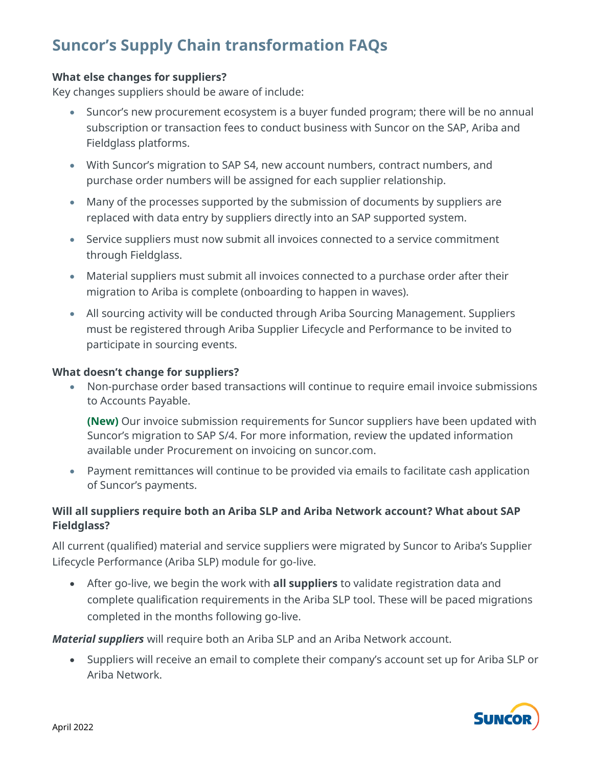# Suncor's Supply Chain transformation FAQs

**What else changes for suppliers?**

Key changes suppliers should be aware of include:

- Suncor's new procurement ecosystem is a buyer funded program; there will be no annual subscription or transaction fees to conduct business with Suncor on the SAP, Ariba and Fieldglass platforms.
- With Suncor's migration to SAP S4, new account numbers, contract numbers, and purchase order numbers will be assigned for each supplier relationship.
- Many of the processes supported by the submission of documents by suppliers are replaced with data entry by suppliers directly into an SAP supported system.
- Service suppliers must now submit all invoices connected to a service commitment through Fieldglass.
- Material suppliers must submit all invoices connected to a purchase order after their migration to Ariba is complete (onboarding to happen in waves).
- All sourcing activity will be conducted through Ariba Sourcing Management. Suppliers must be registered through Ariba Supplier Lifecycle and Performance to be invited to participate in sourcing events.

**What doesn't change for suppliers?**

- Non-purchase order based transactions will continue to require email invoice submissions to Accounts Payable.

  **(New)** Our invoice submission requirements for Suncor suppliers have been updated with Suncor's migration to SAP S/4. For more information, review the updated information available under Procurement on invoicing on suncor.com.

- Payment remittances will continue to be provided via emails to facilitate cash application of Suncor's payments.

**Will all suppliers require both an Ariba SLP and Ariba Network account? What about SAP Fieldglass?**

All current (qualified) material and service suppliers were migrated by Suncor to Ariba's Supplier Lifecycle Performance (Ariba SLP) module for go-live.

- After go-live, we begin the work with **all suppliers** to validate registration data and complete qualification requirements in the Ariba SLP tool. These will be paced migrations completed in the months following go-live.

***Material suppliers*** will require both an Ariba SLP and an Ariba Network account.

- Suppliers will receive an email to complete their company's account set up for Ariba SLP or Ariba Network.

April 2022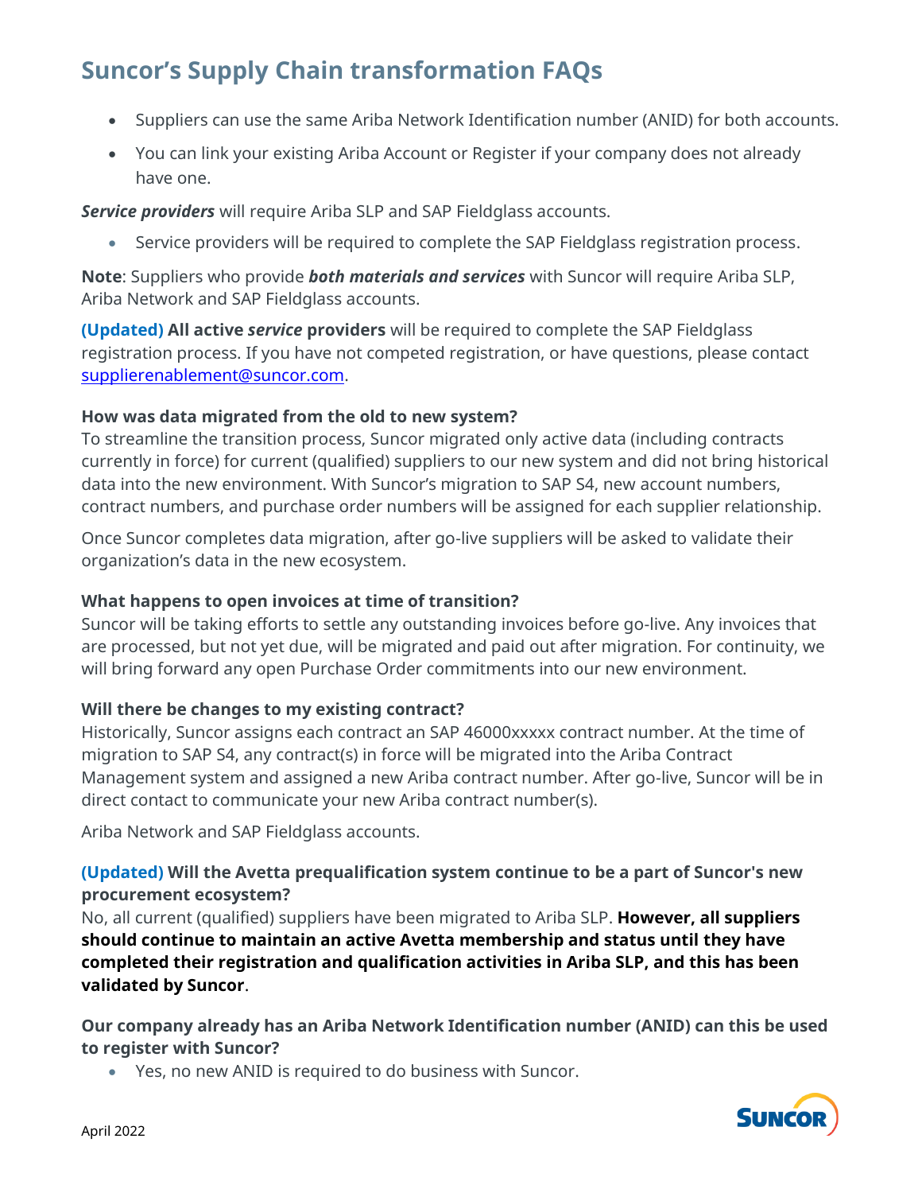# Suncor's Supply Chain transformation FAQs

- Suppliers can use the same Ariba Network Identification number (ANID) for both accounts.
- You can link your existing Ariba Account or Register if your company does not already have one.

***Service providers*** will require Ariba SLP and SAP Fieldglass accounts.

- Service providers will be required to complete the SAP Fieldglass registration process.

**Note**: Suppliers who provide ***both materials and services*** with Suncor will require Ariba SLP, Ariba Network and SAP Fieldglass accounts.

**(Updated) All active *service* providers** will be required to complete the SAP Fieldglass registration process. If you have not competed registration, or have questions, please contact supplierenablement@suncor.com.

**How was data migrated from the old to new system?**
To streamline the transition process, Suncor migrated only active data (including contracts currently in force) for current (qualified) suppliers to our new system and did not bring historical data into the new environment. With Suncor's migration to SAP S4, new account numbers, contract numbers, and purchase order numbers will be assigned for each supplier relationship.

Once Suncor completes data migration, after go-live suppliers will be asked to validate their organization's data in the new ecosystem.

**What happens to open invoices at time of transition?**
Suncor will be taking efforts to settle any outstanding invoices before go-live. Any invoices that are processed, but not yet due, will be migrated and paid out after migration. For continuity, we will bring forward any open Purchase Order commitments into our new environment.

**Will there be changes to my existing contract?**
Historically, Suncor assigns each contract an SAP 46000xxxxx contract number. At the time of migration to SAP S4, any contract(s) in force will be migrated into the Ariba Contract Management system and assigned a new Ariba contract number. After go-live, Suncor will be in direct contact to communicate your new Ariba contract number(s).

Ariba Network and SAP Fieldglass accounts.

**(Updated) Will the Avetta prequalification system continue to be a part of Suncor's new procurement ecosystem?**
No, all current (qualified) suppliers have been migrated to Ariba SLP. **However, all suppliers should continue to maintain an active Avetta membership and status until they have completed their registration and qualification activities in Ariba SLP, and this has been validated by Suncor**.

**Our company already has an Ariba Network Identification number (ANID) can this be used to register with Suncor?**

- Yes, no new ANID is required to do business with Suncor.

April 2022